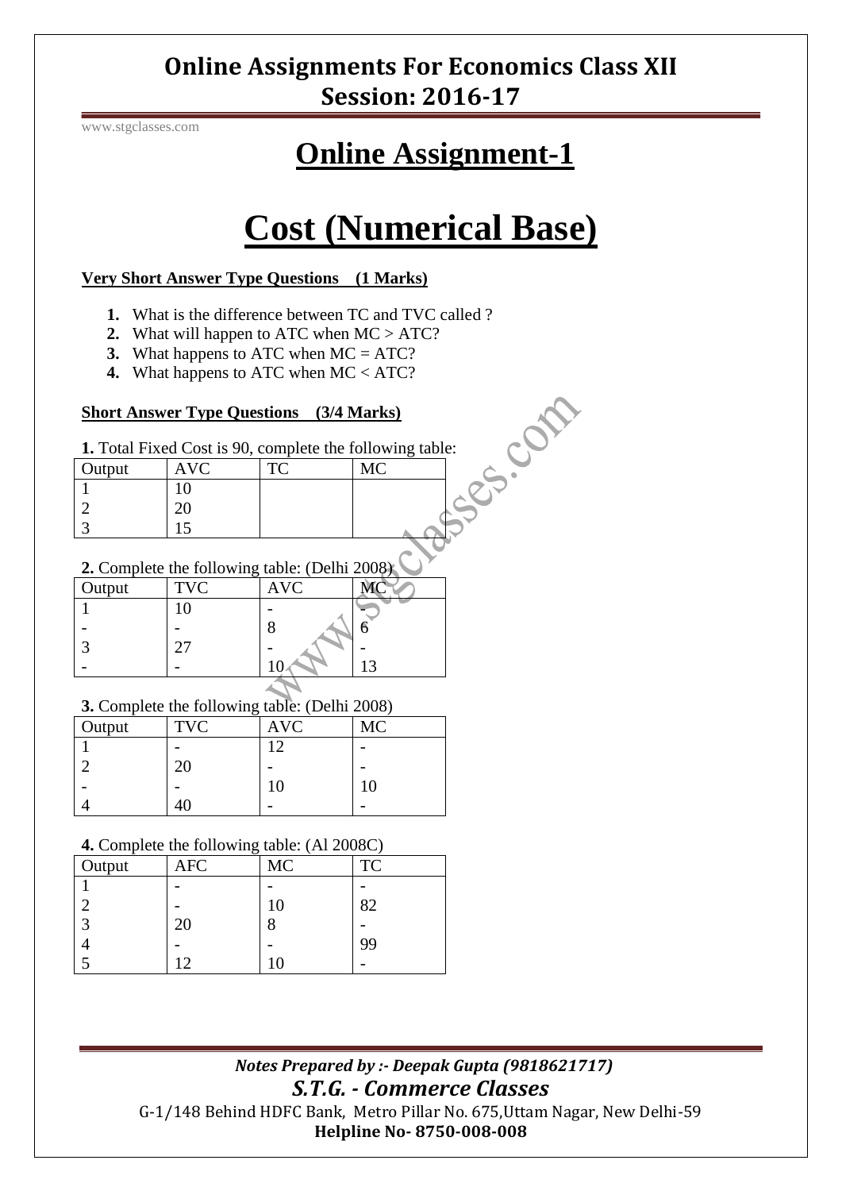# Online Assignments For Economics Class XII
## Session: 2016-17

www.stgclasses.com

# Online Assignment-1

# Cost (Numerical Base)

**Very Short Answer Type Questions (1 Marks)**

1. What is the difference between TC and TVC called ?
2. What will happen to ATC when MC > ATC?
3. What happens to ATC when MC = ATC?
4. What happens to ATC when MC < ATC?

**Short Answer Type Questions (3/4 Marks)**

**1.** Total Fixed Cost is 90, complete the following table:

| Output | AVC | TC | MC |
|---|---|---|---|
| 1 | 10 | | |
| 2 | 20 | | |
| 3 | 15 | | |

**2.** Complete the following table: (Delhi 2008)

| Output | TVC | AVC | MC |
|---|---|---|---|
| 1 | 10 | - | - |
| - | - | 8 | 6 |
| 3 | 27 | - | - |
| - | - | 10 | 13 |

**3.** Complete the following table: (Delhi 2008)

| Output | TVC | AVC | MC |
|---|---|---|---|
| 1 | - | 12 | - |
| 2 | 20 | - | - |
| - | - | 10 | 10 |
| 4 | 40 | - | - |

**4.** Complete the following table: (Al 2008C)

| Output | AFC | MC | TC |
|---|---|---|---|
| 1 | - | - | - |
| 2 | - | 10 | 82 |
| 3 | 20 | 8 | - |
| 4 | - | - | 99 |
| 5 | 12 | 10 | - |

*Notes Prepared by :- Deepak Gupta (9818621717)*

*S.T.G. - Commerce Classes*

G-1/148 Behind HDFC Bank, Metro Pillar No. 675,Uttam Nagar, New Delhi-59

**Helpline No- 8750-008-008**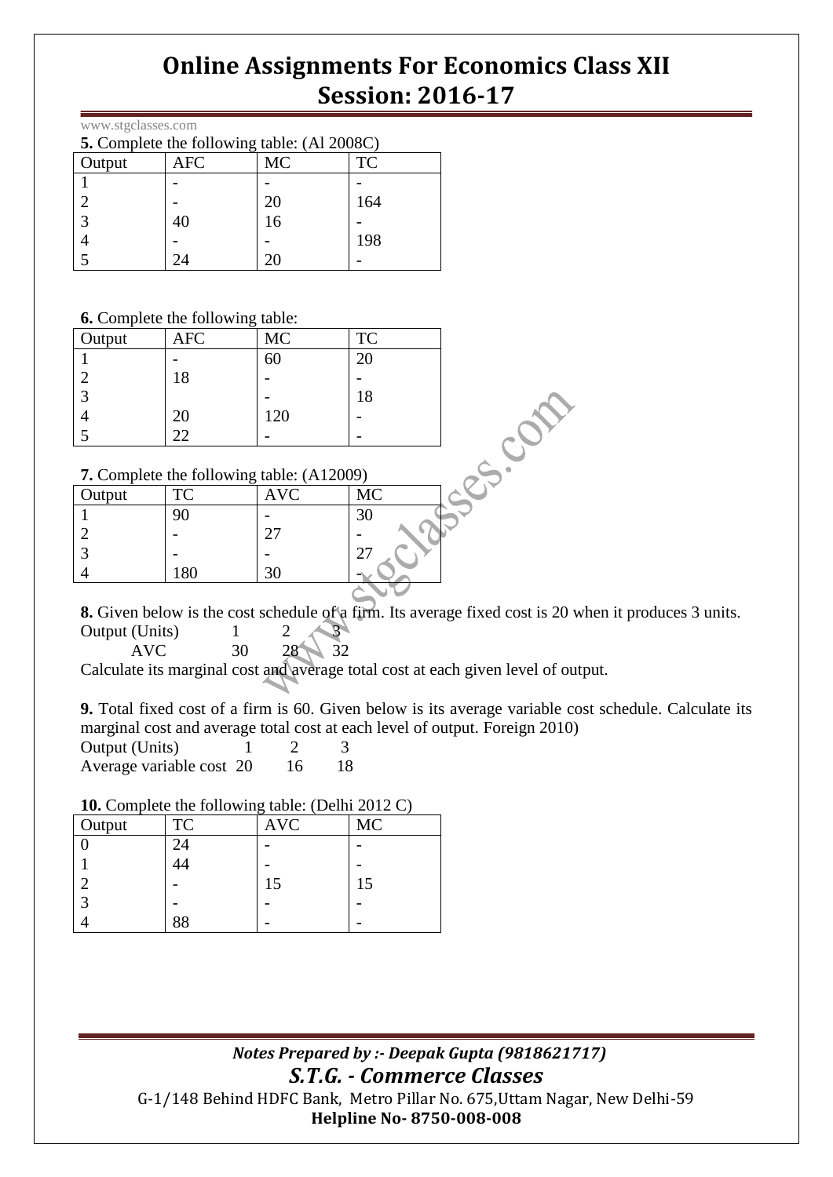# Online Assignments For Economics Class XII
## Session: 2016-17

www.stgclasses.com

**5.** Complete the following table: (Al 2008C)

| Output | AFC | MC | TC |
| --- | --- | --- | --- |
| 1 | - | - | - |
| 2 | - | 20 | 164 |
| 3 | 40 | 16 | - |
| 4 | - | - | 198 |
| 5 | 24 | 20 | - |

**6.** Complete the following table:

| Output | AFC | MC | TC |
| --- | --- | --- | --- |
| 1 | - | 60 | 20 |
| 2 | 18 | - | - |
| 3 | | - | 18 |
| 4 | 20 | 120 | - |
| 5 | 22 | - | - |

**7.** Complete the following table: (A12009)

| Output | TC | AVC | MC |
| --- | --- | --- | --- |
| 1 | 90 | - | 30 |
| 2 | - | 27 | - |
| 3 | - | - | 27 |
| 4 | 180 | 30 | - |

**8.** Given below is the cost schedule of a firm. Its average fixed cost is 20 when it produces 3 units.

| Output (Units) | 1 | 2 | 3 |
| --- | --- | --- | --- |
| AVC | 30 | 28 | 32 |

Calculate its marginal cost and average total cost at each given level of output.

**9.** Total fixed cost of a firm is 60. Given below is its average variable cost schedule. Calculate its marginal cost and average total cost at each level of output. Foreign 2010)

| Output (Units) | 1 | 2 | 3 |
| --- | --- | --- | --- |
| Average variable cost | 20 | 16 | 18 |

**10.** Complete the following table: (Delhi 2012 C)

| Output | TC | AVC | MC |
| --- | --- | --- | --- |
| 0 | 24 | - | - |
| 1 | 44 | - | - |
| 2 | - | 15 | 15 |
| 3 | - | - | - |
| 4 | 88 | - | - |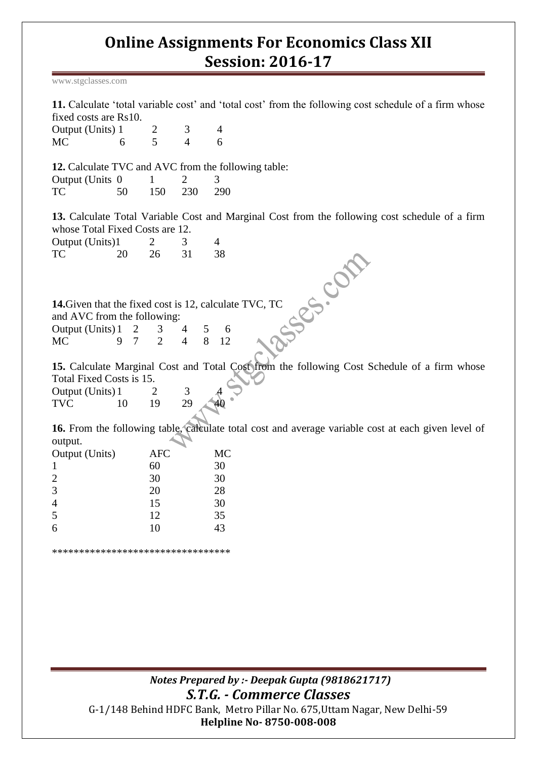**11.** Calculate 'total variable cost' and 'total cost' from the following cost schedule of a firm whose fixed costs are Rs10.

| | | | | |
|---|---|---|---|---|
| Output (Units) | 1 | 2 | 3 | 4 |
| MC | 6 | 5 | 4 | 6 |

**12.** Calculate TVC and AVC from the following table:

| | | | | |
|---|---|---|---|---|
| Output (Units | 0 | 1 | 2 | 3 |
| TC | 50 | 150 | 230 | 290 |

**13.** Calculate Total Variable Cost and Marginal Cost from the following cost schedule of a firm whose Total Fixed Costs are 12.

| | | | | |
|---|---|---|---|---|
| Output (Units) | 1 | 2 | 3 | 4 |
| TC | 20 | 26 | 31 | 38 |

**14.** Given that the fixed cost is 12, calculate TVC, TC and AVC from the following:

| | | | | | | |
|---|---|---|---|---|---|---|
| Output (Units) | 1 | 2 | 3 | 4 | 5 | 6 |
| MC | 9 | 7 | 2 | 4 | 8 | 12 |

**15.** Calculate Marginal Cost and Total Cost from the following Cost Schedule of a firm whose Total Fixed Costs is 15.

| | | | | |
|---|---|---|---|---|
| Output (Units) | 1 | 2 | 3 | 4 |
| TVC | 10 | 19 | 29 | 40 |

**16.** From the following table, calculate total cost and average variable cost at each given level of output.

| Output (Units) | AFC | MC |
|---|---|---|
| 1 | 60 | 30 |
| 2 | 30 | 30 |
| 3 | 20 | 28 |
| 4 | 15 | 30 |
| 5 | 12 | 35 |
| 6 | 10 | 43 |

*********************************